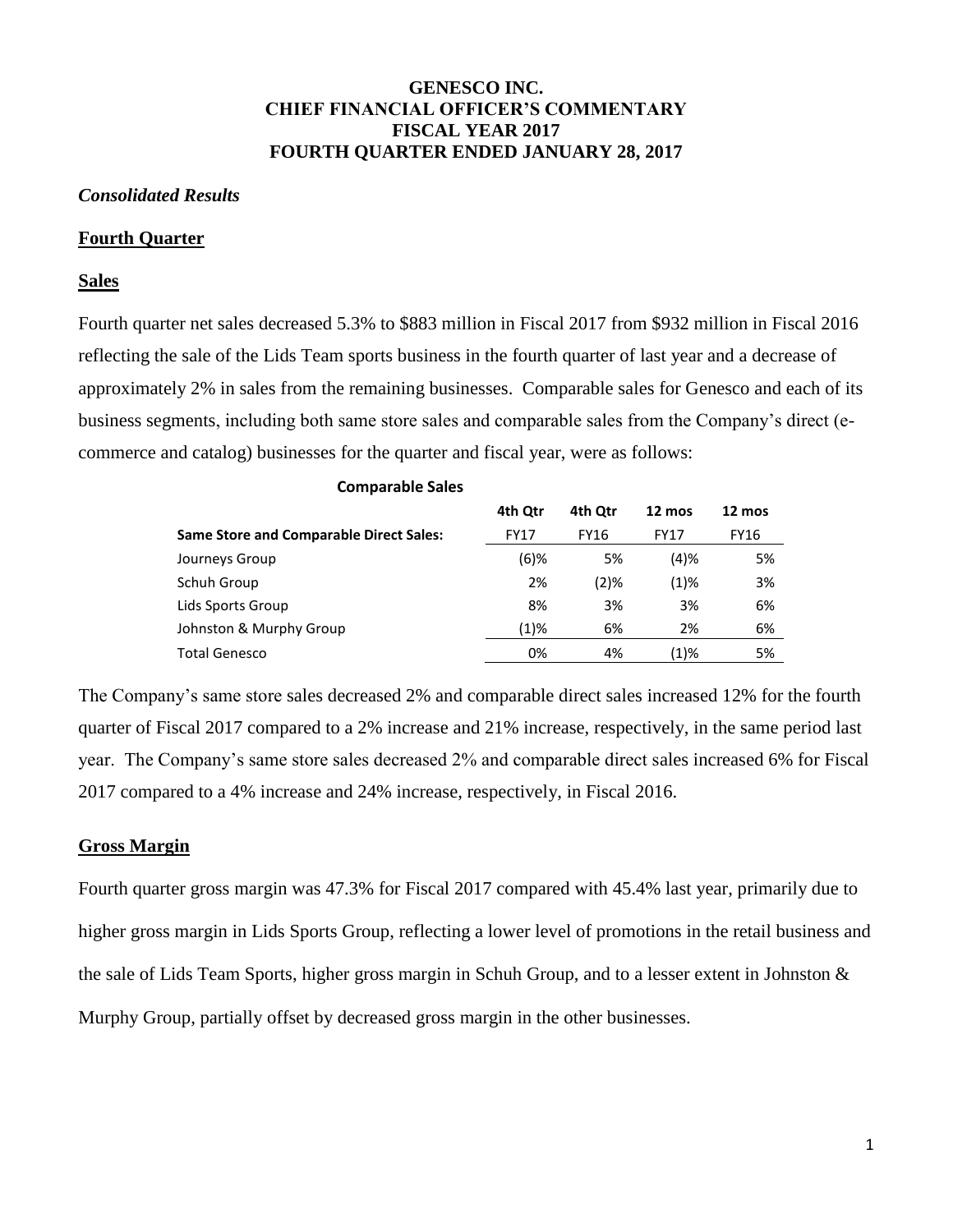# GENESCO INC.
# CHIEF FINANCIAL OFFICER'S COMMENTARY
# FISCAL YEAR 2017
# FOURTH QUARTER ENDED JANUARY 28, 2017

***Consolidated Results***

## Fourth Quarter

### Sales

Fourth quarter net sales decreased 5.3% to $883 million in Fiscal 2017 from $932 million in Fiscal 2016 reflecting the sale of the Lids Team sports business in the fourth quarter of last year and a decrease of approximately 2% in sales from the remaining businesses. Comparable sales for Genesco and each of its business segments, including both same store sales and comparable sales from the Company's direct (e-commerce and catalog) businesses for the quarter and fiscal year, were as follows:

**Comparable Sales**

| | 4th Qtr | 4th Qtr | 12 mos | 12 mos |
|---|---|---|---|---|
| **Same Store and Comparable Direct Sales:** | FY17 | FY16 | FY17 | FY16 |
| Journeys Group | (6)% | 5% | (4)% | 5% |
| Schuh Group | 2% | (2)% | (1)% | 3% |
| Lids Sports Group | 8% | 3% | 3% | 6% |
| Johnston & Murphy Group | (1)% | 6% | 2% | 6% |
| Total Genesco | 0% | 4% | (1)% | 5% |

The Company's same store sales decreased 2% and comparable direct sales increased 12% for the fourth quarter of Fiscal 2017 compared to a 2% increase and 21% increase, respectively, in the same period last year. The Company's same store sales decreased 2% and comparable direct sales increased 6% for Fiscal 2017 compared to a 4% increase and 24% increase, respectively, in Fiscal 2016.

### Gross Margin

Fourth quarter gross margin was 47.3% for Fiscal 2017 compared with 45.4% last year, primarily due to higher gross margin in Lids Sports Group, reflecting a lower level of promotions in the retail business and the sale of Lids Team Sports, higher gross margin in Schuh Group, and to a lesser extent in Johnston & Murphy Group, partially offset by decreased gross margin in the other businesses.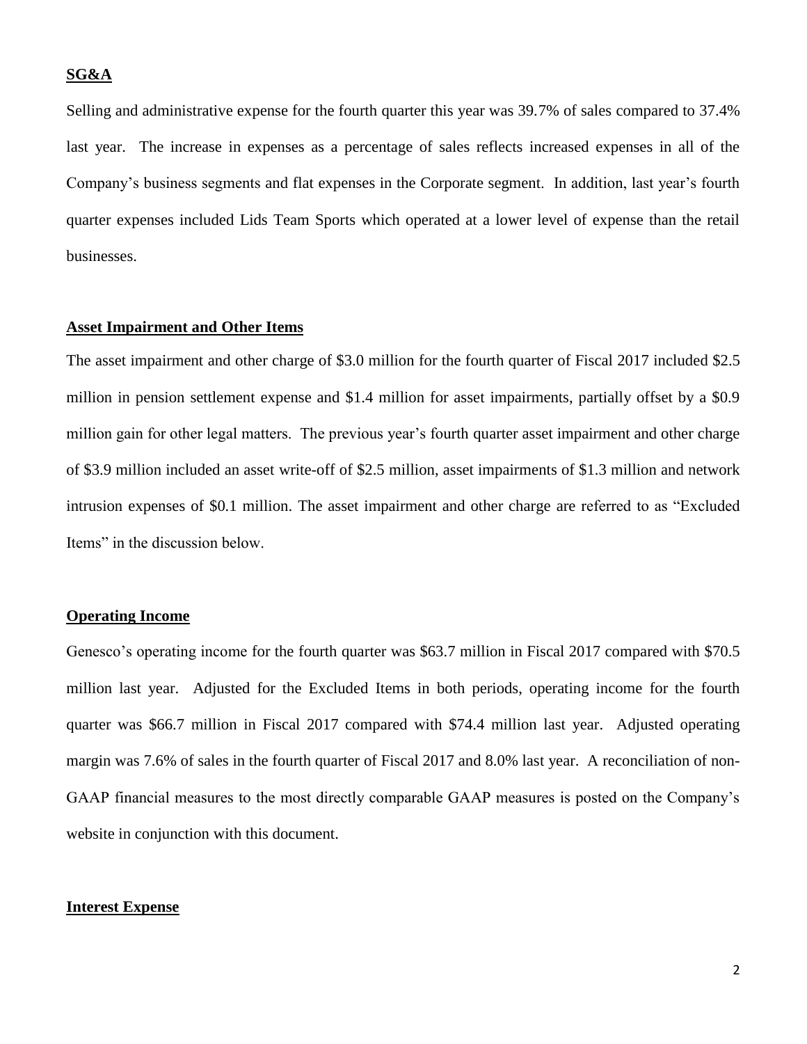**SG&A**

Selling and administrative expense for the fourth quarter this year was 39.7% of sales compared to 37.4% last year. The increase in expenses as a percentage of sales reflects increased expenses in all of the Company's business segments and flat expenses in the Corporate segment. In addition, last year's fourth quarter expenses included Lids Team Sports which operated at a lower level of expense than the retail businesses.

**Asset Impairment and Other Items**

The asset impairment and other charge of $3.0 million for the fourth quarter of Fiscal 2017 included $2.5 million in pension settlement expense and $1.4 million for asset impairments, partially offset by a $0.9 million gain for other legal matters. The previous year's fourth quarter asset impairment and other charge of $3.9 million included an asset write-off of $2.5 million, asset impairments of $1.3 million and network intrusion expenses of $0.1 million. The asset impairment and other charge are referred to as "Excluded Items" in the discussion below.

**Operating Income**

Genesco's operating income for the fourth quarter was $63.7 million in Fiscal 2017 compared with $70.5 million last year. Adjusted for the Excluded Items in both periods, operating income for the fourth quarter was $66.7 million in Fiscal 2017 compared with $74.4 million last year. Adjusted operating margin was 7.6% of sales in the fourth quarter of Fiscal 2017 and 8.0% last year. A reconciliation of non-GAAP financial measures to the most directly comparable GAAP measures is posted on the Company's website in conjunction with this document.

**Interest Expense**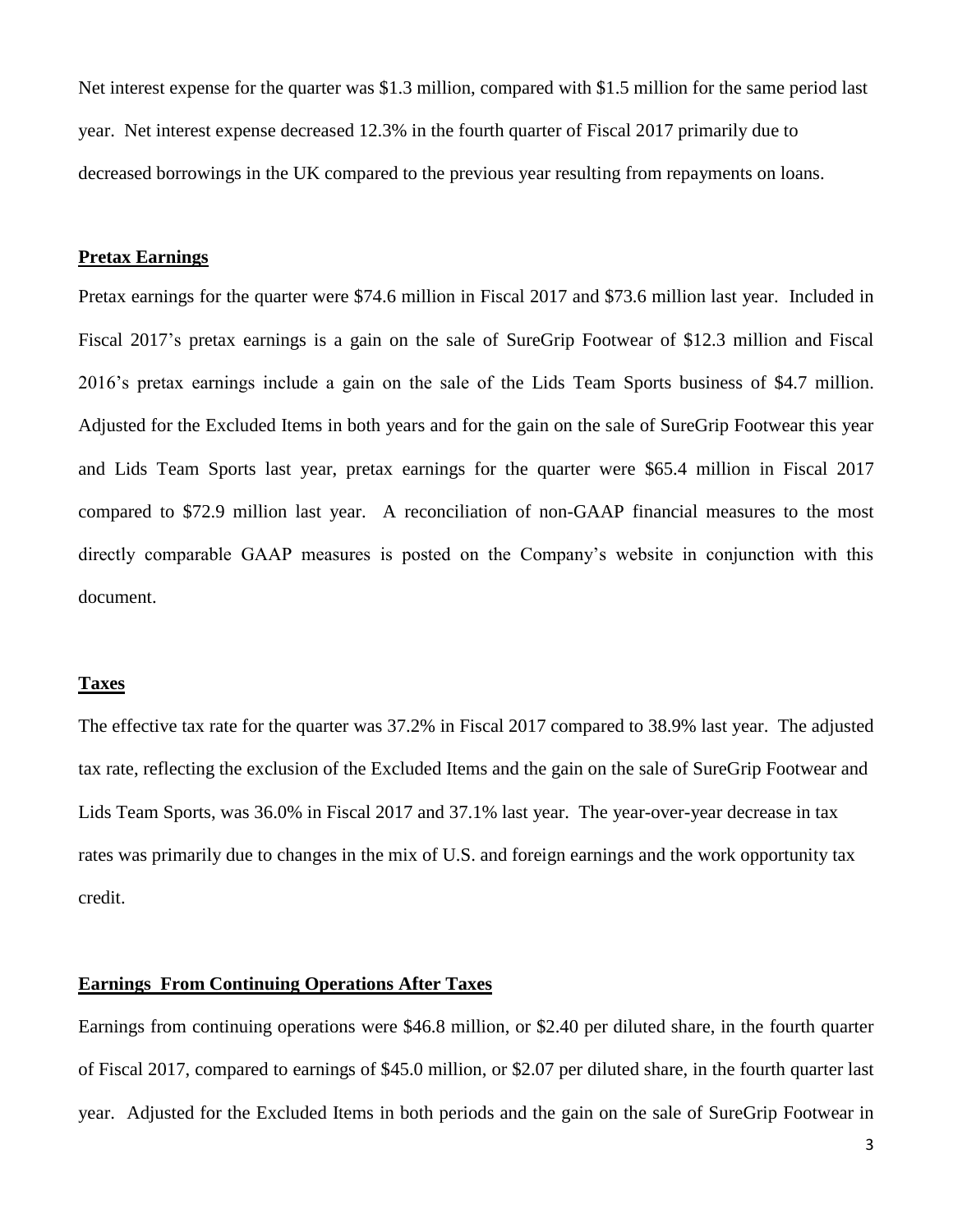Net interest expense for the quarter was $1.3 million, compared with $1.5 million for the same period last year. Net interest expense decreased 12.3% in the fourth quarter of Fiscal 2017 primarily due to decreased borrowings in the UK compared to the previous year resulting from repayments on loans.

**Pretax Earnings**

Pretax earnings for the quarter were $74.6 million in Fiscal 2017 and $73.6 million last year. Included in Fiscal 2017's pretax earnings is a gain on the sale of SureGrip Footwear of $12.3 million and Fiscal 2016's pretax earnings include a gain on the sale of the Lids Team Sports business of $4.7 million. Adjusted for the Excluded Items in both years and for the gain on the sale of SureGrip Footwear this year and Lids Team Sports last year, pretax earnings for the quarter were $65.4 million in Fiscal 2017 compared to $72.9 million last year. A reconciliation of non-GAAP financial measures to the most directly comparable GAAP measures is posted on the Company's website in conjunction with this document.

**Taxes**

The effective tax rate for the quarter was 37.2% in Fiscal 2017 compared to 38.9% last year. The adjusted tax rate, reflecting the exclusion of the Excluded Items and the gain on the sale of SureGrip Footwear and Lids Team Sports, was 36.0% in Fiscal 2017 and 37.1% last year. The year-over-year decrease in tax rates was primarily due to changes in the mix of U.S. and foreign earnings and the work opportunity tax credit.

**Earnings From Continuing Operations After Taxes**

Earnings from continuing operations were $46.8 million, or $2.40 per diluted share, in the fourth quarter of Fiscal 2017, compared to earnings of $45.0 million, or $2.07 per diluted share, in the fourth quarter last year. Adjusted for the Excluded Items in both periods and the gain on the sale of SureGrip Footwear in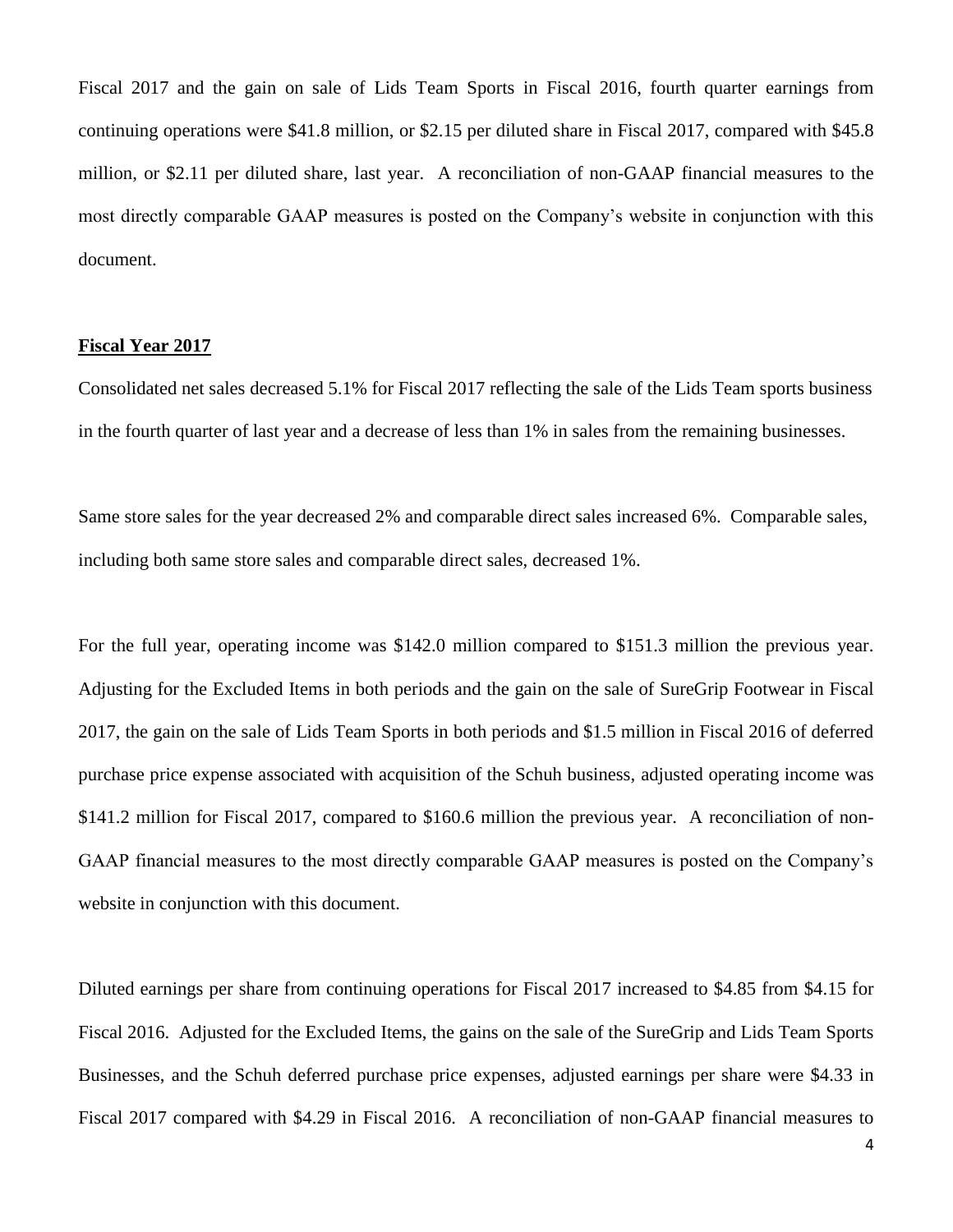Fiscal 2017 and the gain on sale of Lids Team Sports in Fiscal 2016, fourth quarter earnings from continuing operations were $41.8 million, or $2.15 per diluted share in Fiscal 2017, compared with $45.8 million, or $2.11 per diluted share, last year. A reconciliation of non-GAAP financial measures to the most directly comparable GAAP measures is posted on the Company's website in conjunction with this document.

**Fiscal Year 2017**

Consolidated net sales decreased 5.1% for Fiscal 2017 reflecting the sale of the Lids Team sports business in the fourth quarter of last year and a decrease of less than 1% in sales from the remaining businesses.

Same store sales for the year decreased 2% and comparable direct sales increased 6%. Comparable sales, including both same store sales and comparable direct sales, decreased 1%.

For the full year, operating income was $142.0 million compared to $151.3 million the previous year. Adjusting for the Excluded Items in both periods and the gain on the sale of SureGrip Footwear in Fiscal 2017, the gain on the sale of Lids Team Sports in both periods and $1.5 million in Fiscal 2016 of deferred purchase price expense associated with acquisition of the Schuh business, adjusted operating income was $141.2 million for Fiscal 2017, compared to $160.6 million the previous year. A reconciliation of non-GAAP financial measures to the most directly comparable GAAP measures is posted on the Company's website in conjunction with this document.

Diluted earnings per share from continuing operations for Fiscal 2017 increased to $4.85 from $4.15 for Fiscal 2016. Adjusted for the Excluded Items, the gains on the sale of the SureGrip and Lids Team Sports Businesses, and the Schuh deferred purchase price expenses, adjusted earnings per share were $4.33 in Fiscal 2017 compared with $4.29 in Fiscal 2016. A reconciliation of non-GAAP financial measures to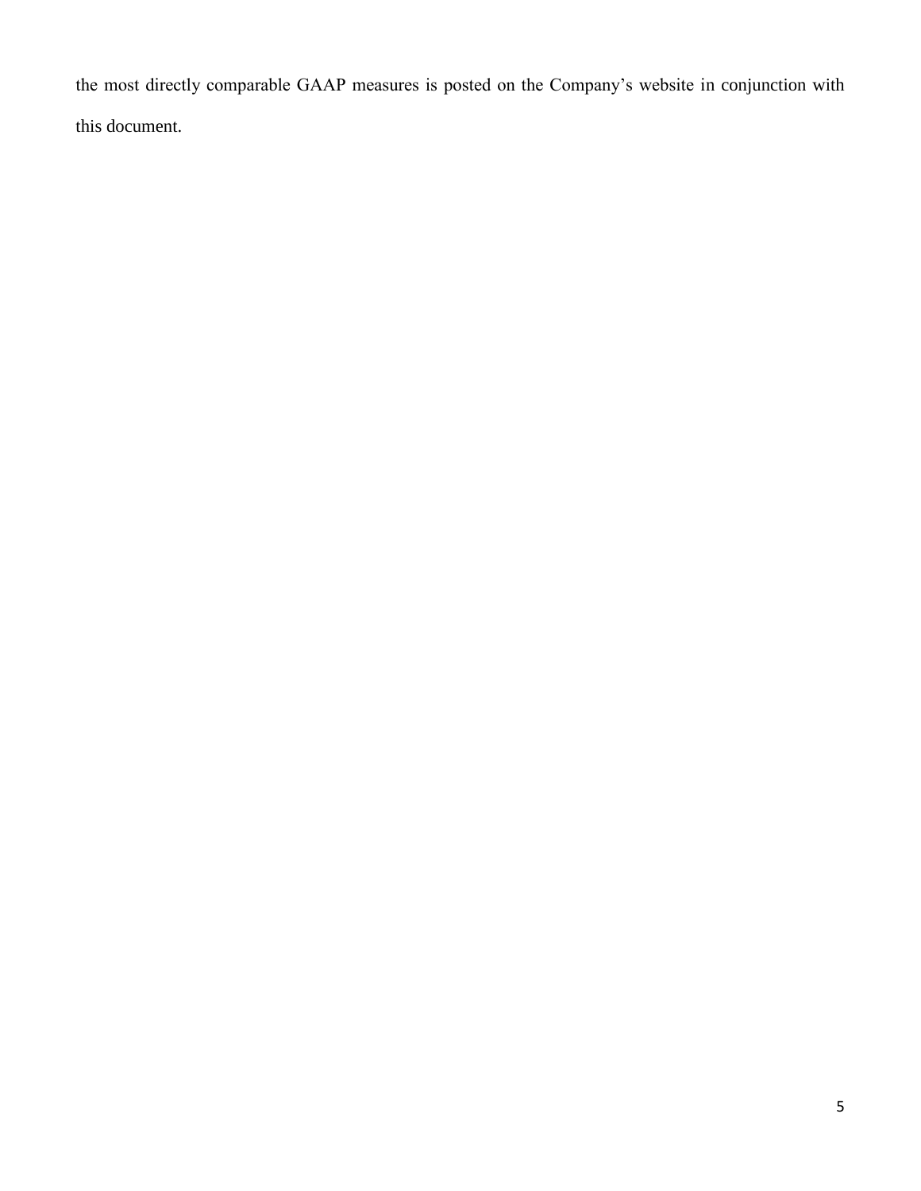the most directly comparable GAAP measures is posted on the Company's website in conjunction with this document.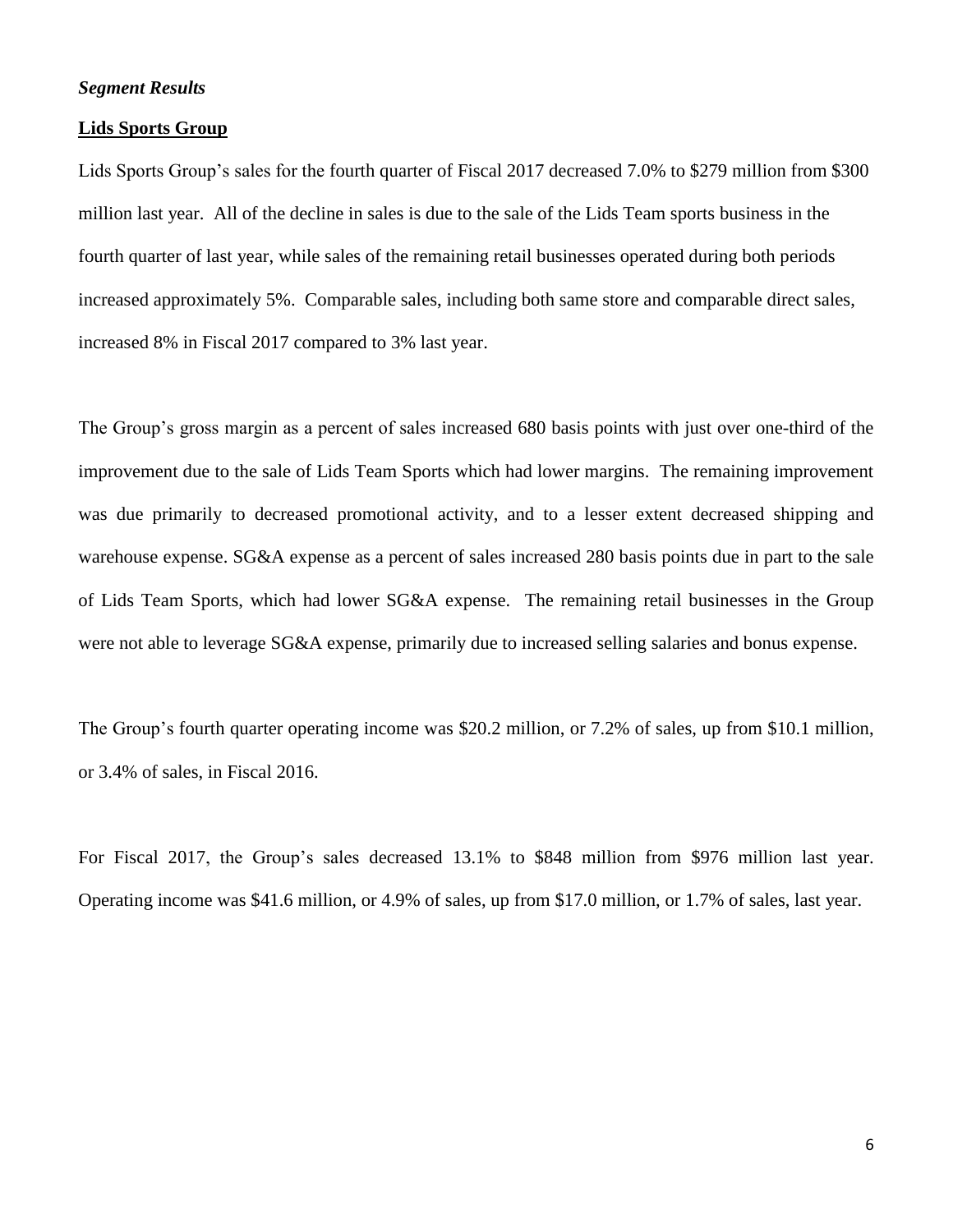***Segment Results***

**Lids Sports Group**

Lids Sports Group's sales for the fourth quarter of Fiscal 2017 decreased 7.0% to $279 million from $300 million last year. All of the decline in sales is due to the sale of the Lids Team sports business in the fourth quarter of last year, while sales of the remaining retail businesses operated during both periods increased approximately 5%. Comparable sales, including both same store and comparable direct sales, increased 8% in Fiscal 2017 compared to 3% last year.

The Group's gross margin as a percent of sales increased 680 basis points with just over one-third of the improvement due to the sale of Lids Team Sports which had lower margins. The remaining improvement was due primarily to decreased promotional activity, and to a lesser extent decreased shipping and warehouse expense. SG&A expense as a percent of sales increased 280 basis points due in part to the sale of Lids Team Sports, which had lower SG&A expense. The remaining retail businesses in the Group were not able to leverage SG&A expense, primarily due to increased selling salaries and bonus expense.

The Group's fourth quarter operating income was $20.2 million, or 7.2% of sales, up from $10.1 million, or 3.4% of sales, in Fiscal 2016.

For Fiscal 2017, the Group's sales decreased 13.1% to $848 million from $976 million last year. Operating income was $41.6 million, or 4.9% of sales, up from $17.0 million, or 1.7% of sales, last year.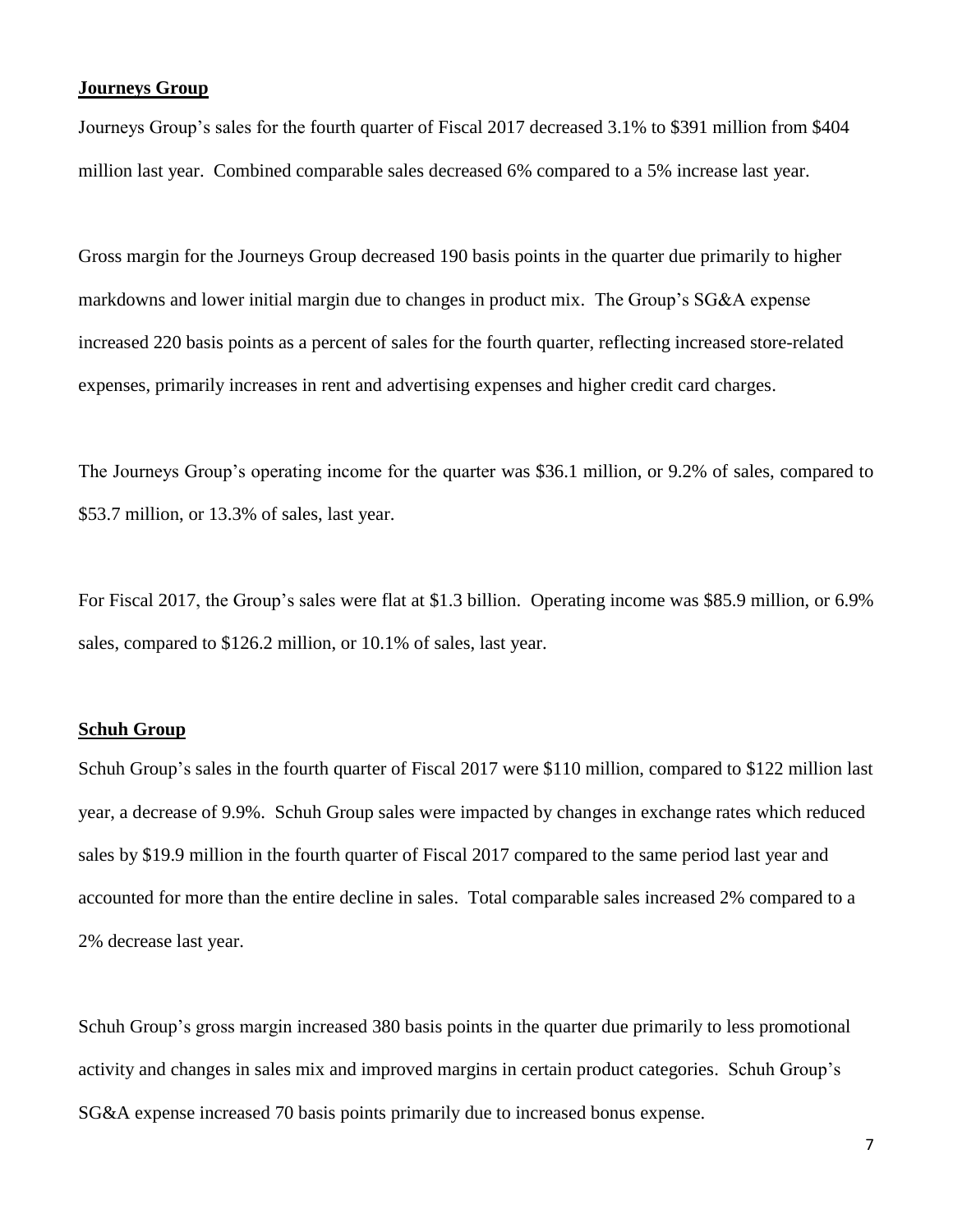**Journeys Group**

Journeys Group's sales for the fourth quarter of Fiscal 2017 decreased 3.1% to $391 million from $404 million last year. Combined comparable sales decreased 6% compared to a 5% increase last year.

Gross margin for the Journeys Group decreased 190 basis points in the quarter due primarily to higher markdowns and lower initial margin due to changes in product mix. The Group's SG&A expense increased 220 basis points as a percent of sales for the fourth quarter, reflecting increased store-related expenses, primarily increases in rent and advertising expenses and higher credit card charges.

The Journeys Group's operating income for the quarter was $36.1 million, or 9.2% of sales, compared to $53.7 million, or 13.3% of sales, last year.

For Fiscal 2017, the Group's sales were flat at $1.3 billion. Operating income was $85.9 million, or 6.9% sales, compared to $126.2 million, or 10.1% of sales, last year.

**Schuh Group**

Schuh Group's sales in the fourth quarter of Fiscal 2017 were $110 million, compared to $122 million last year, a decrease of 9.9%. Schuh Group sales were impacted by changes in exchange rates which reduced sales by $19.9 million in the fourth quarter of Fiscal 2017 compared to the same period last year and accounted for more than the entire decline in sales. Total comparable sales increased 2% compared to a 2% decrease last year.

Schuh Group's gross margin increased 380 basis points in the quarter due primarily to less promotional activity and changes in sales mix and improved margins in certain product categories. Schuh Group's SG&A expense increased 70 basis points primarily due to increased bonus expense.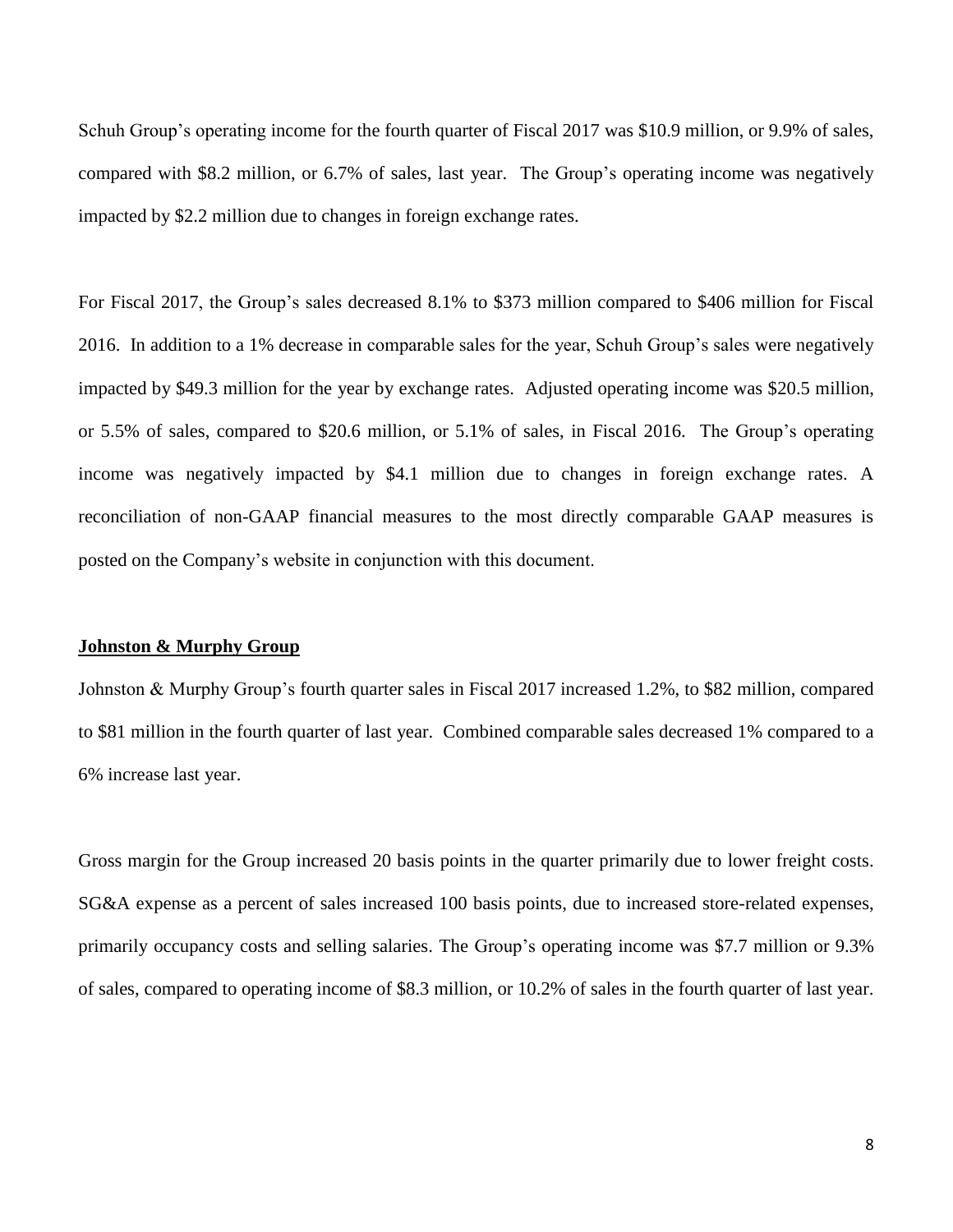Schuh Group's operating income for the fourth quarter of Fiscal 2017 was $10.9 million, or 9.9% of sales, compared with $8.2 million, or 6.7% of sales, last year. The Group's operating income was negatively impacted by $2.2 million due to changes in foreign exchange rates.

For Fiscal 2017, the Group's sales decreased 8.1% to $373 million compared to $406 million for Fiscal 2016. In addition to a 1% decrease in comparable sales for the year, Schuh Group's sales were negatively impacted by $49.3 million for the year by exchange rates. Adjusted operating income was $20.5 million, or 5.5% of sales, compared to $20.6 million, or 5.1% of sales, in Fiscal 2016. The Group's operating income was negatively impacted by $4.1 million due to changes in foreign exchange rates. A reconciliation of non-GAAP financial measures to the most directly comparable GAAP measures is posted on the Company's website in conjunction with this document.

**Johnston & Murphy Group**

Johnston & Murphy Group's fourth quarter sales in Fiscal 2017 increased 1.2%, to $82 million, compared to $81 million in the fourth quarter of last year. Combined comparable sales decreased 1% compared to a 6% increase last year.

Gross margin for the Group increased 20 basis points in the quarter primarily due to lower freight costs. SG&A expense as a percent of sales increased 100 basis points, due to increased store-related expenses, primarily occupancy costs and selling salaries. The Group's operating income was $7.7 million or 9.3% of sales, compared to operating income of $8.3 million, or 10.2% of sales in the fourth quarter of last year.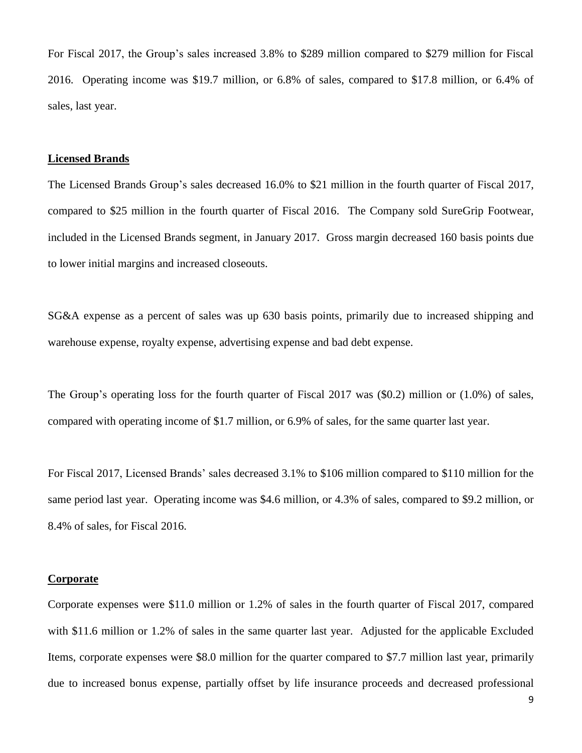For Fiscal 2017, the Group's sales increased 3.8% to $289 million compared to $279 million for Fiscal 2016. Operating income was $19.7 million, or 6.8% of sales, compared to $17.8 million, or 6.4% of sales, last year.

**Licensed Brands**

The Licensed Brands Group's sales decreased 16.0% to $21 million in the fourth quarter of Fiscal 2017, compared to $25 million in the fourth quarter of Fiscal 2016. The Company sold SureGrip Footwear, included in the Licensed Brands segment, in January 2017. Gross margin decreased 160 basis points due to lower initial margins and increased closeouts.

SG&A expense as a percent of sales was up 630 basis points, primarily due to increased shipping and warehouse expense, royalty expense, advertising expense and bad debt expense.

The Group's operating loss for the fourth quarter of Fiscal 2017 was ($0.2) million or (1.0%) of sales, compared with operating income of $1.7 million, or 6.9% of sales, for the same quarter last year.

For Fiscal 2017, Licensed Brands' sales decreased 3.1% to $106 million compared to $110 million for the same period last year. Operating income was $4.6 million, or 4.3% of sales, compared to $9.2 million, or 8.4% of sales, for Fiscal 2016.

**Corporate**

Corporate expenses were $11.0 million or 1.2% of sales in the fourth quarter of Fiscal 2017, compared with $11.6 million or 1.2% of sales in the same quarter last year. Adjusted for the applicable Excluded Items, corporate expenses were $8.0 million for the quarter compared to $7.7 million last year, primarily due to increased bonus expense, partially offset by life insurance proceeds and decreased professional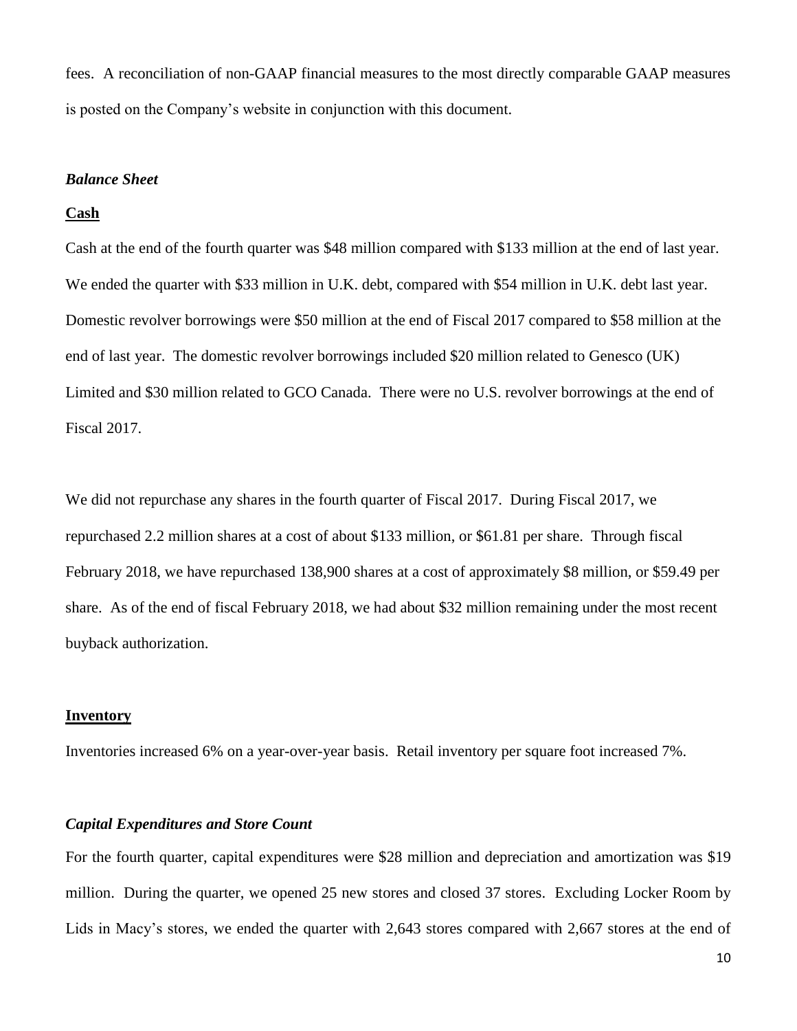fees. A reconciliation of non-GAAP financial measures to the most directly comparable GAAP measures is posted on the Company's website in conjunction with this document.

### *Balance Sheet*

**Cash**

Cash at the end of the fourth quarter was $48 million compared with $133 million at the end of last year. We ended the quarter with $33 million in U.K. debt, compared with $54 million in U.K. debt last year. Domestic revolver borrowings were $50 million at the end of Fiscal 2017 compared to $58 million at the end of last year. The domestic revolver borrowings included $20 million related to Genesco (UK) Limited and $30 million related to GCO Canada. There were no U.S. revolver borrowings at the end of Fiscal 2017.

We did not repurchase any shares in the fourth quarter of Fiscal 2017. During Fiscal 2017, we repurchased 2.2 million shares at a cost of about $133 million, or $61.81 per share. Through fiscal February 2018, we have repurchased 138,900 shares at a cost of approximately $8 million, or $59.49 per share. As of the end of fiscal February 2018, we had about $32 million remaining under the most recent buyback authorization.

**Inventory**

Inventories increased 6% on a year-over-year basis. Retail inventory per square foot increased 7%.

### *Capital Expenditures and Store Count*

For the fourth quarter, capital expenditures were $28 million and depreciation and amortization was $19 million. During the quarter, we opened 25 new stores and closed 37 stores. Excluding Locker Room by Lids in Macy's stores, we ended the quarter with 2,643 stores compared with 2,667 stores at the end of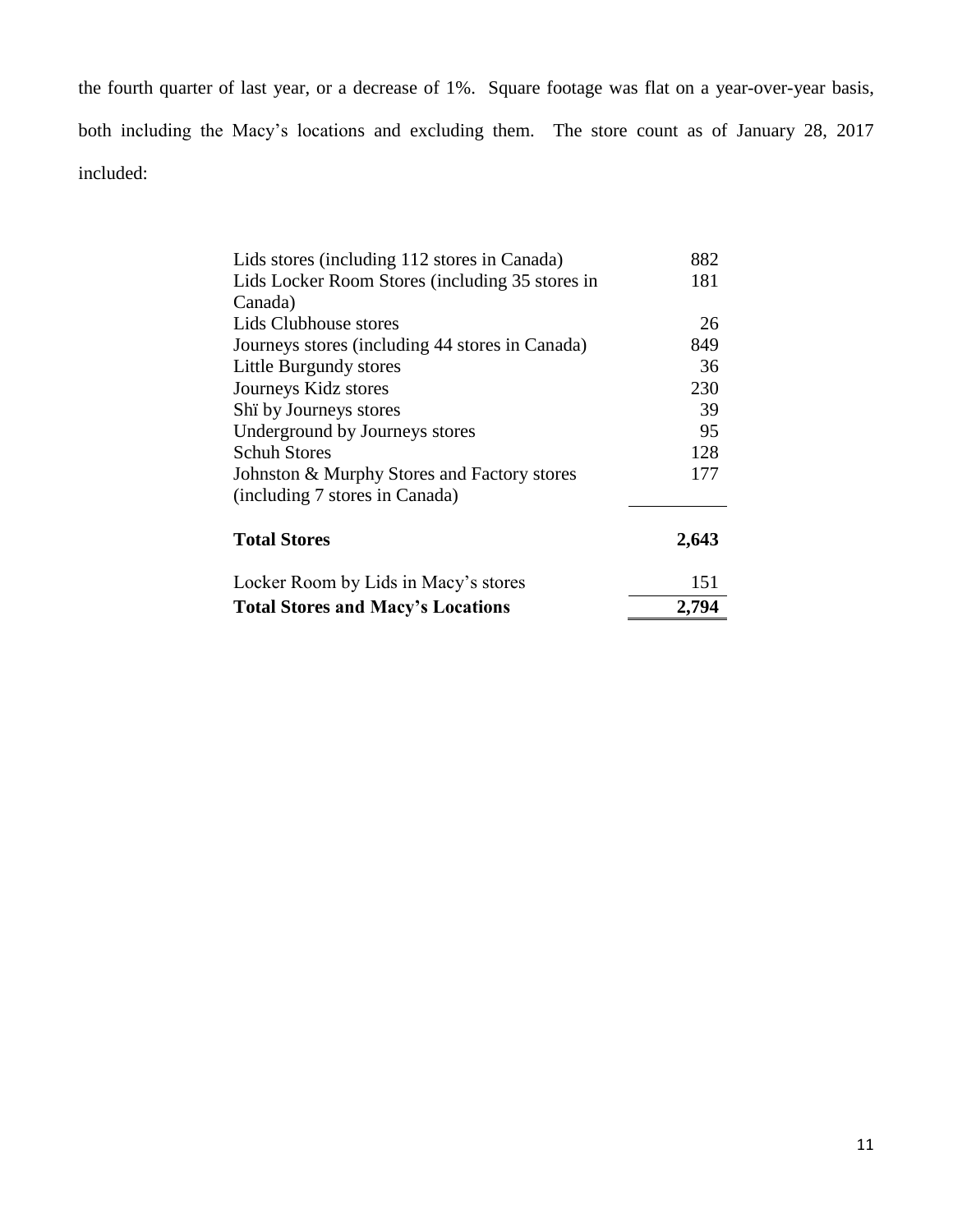the fourth quarter of last year, or a decrease of 1%. Square footage was flat on a year-over-year basis, both including the Macy's locations and excluding them. The store count as of January 28, 2017 included:

| | |
|---|---:|
| Lids stores (including 112 stores in Canada) | 882 |
| Lids Locker Room Stores (including 35 stores in Canada) | 181 |
| Lids Clubhouse stores | 26 |
| Journeys stores (including 44 stores in Canada) | 849 |
| Little Burgundy stores | 36 |
| Journeys Kidz stores | 230 |
| Shï by Journeys stores | 39 |
| Underground by Journeys stores | 95 |
| Schuh Stores | 128 |
| Johnston & Murphy Stores and Factory stores (including 7 stores in Canada) | 177 |
| **Total Stores** | **2,643** |
| Locker Room by Lids in Macy's stores | 151 |
| **Total Stores and Macy's Locations** | **2,794** |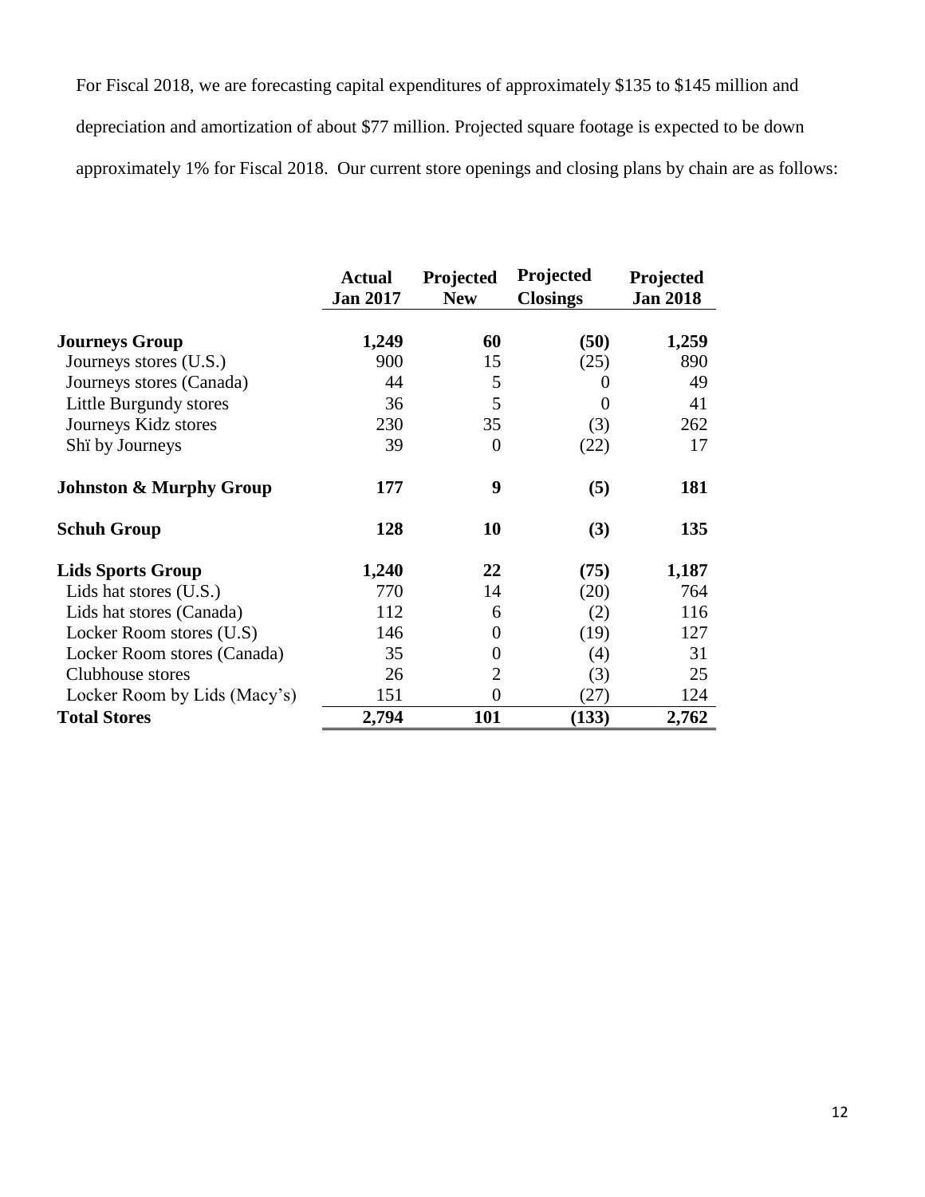For Fiscal 2018, we are forecasting capital expenditures of approximately $135 to $145 million and depreciation and amortization of about $77 million. Projected square footage is expected to be down approximately 1% for Fiscal 2018. Our current store openings and closing plans by chain are as follows:

| | Actual Jan 2017 | Projected New | Projected Closings | Projected Jan 2018 |
|---|---|---|---|---|
| **Journeys Group** | **1,249** | **60** | **(50)** | **1,259** |
| Journeys stores (U.S.) | 900 | 15 | (25) | 890 |
| Journeys stores (Canada) | 44 | 5 | 0 | 49 |
| Little Burgundy stores | 36 | 5 | 0 | 41 |
| Journeys Kidz stores | 230 | 35 | (3) | 262 |
| Shï by Journeys | 39 | 0 | (22) | 17 |
| **Johnston & Murphy Group** | **177** | **9** | **(5)** | **181** |
| **Schuh Group** | **128** | **10** | **(3)** | **135** |
| **Lids Sports Group** | **1,240** | **22** | **(75)** | **1,187** |
| Lids hat stores (U.S.) | 770 | 14 | (20) | 764 |
| Lids hat stores (Canada) | 112 | 6 | (2) | 116 |
| Locker Room stores (U.S) | 146 | 0 | (19) | 127 |
| Locker Room stores (Canada) | 35 | 0 | (4) | 31 |
| Clubhouse stores | 26 | 2 | (3) | 25 |
| Locker Room by Lids (Macy's) | 151 | 0 | (27) | 124 |
| **Total Stores** | **2,794** | **101** | **(133)** | **2,762** |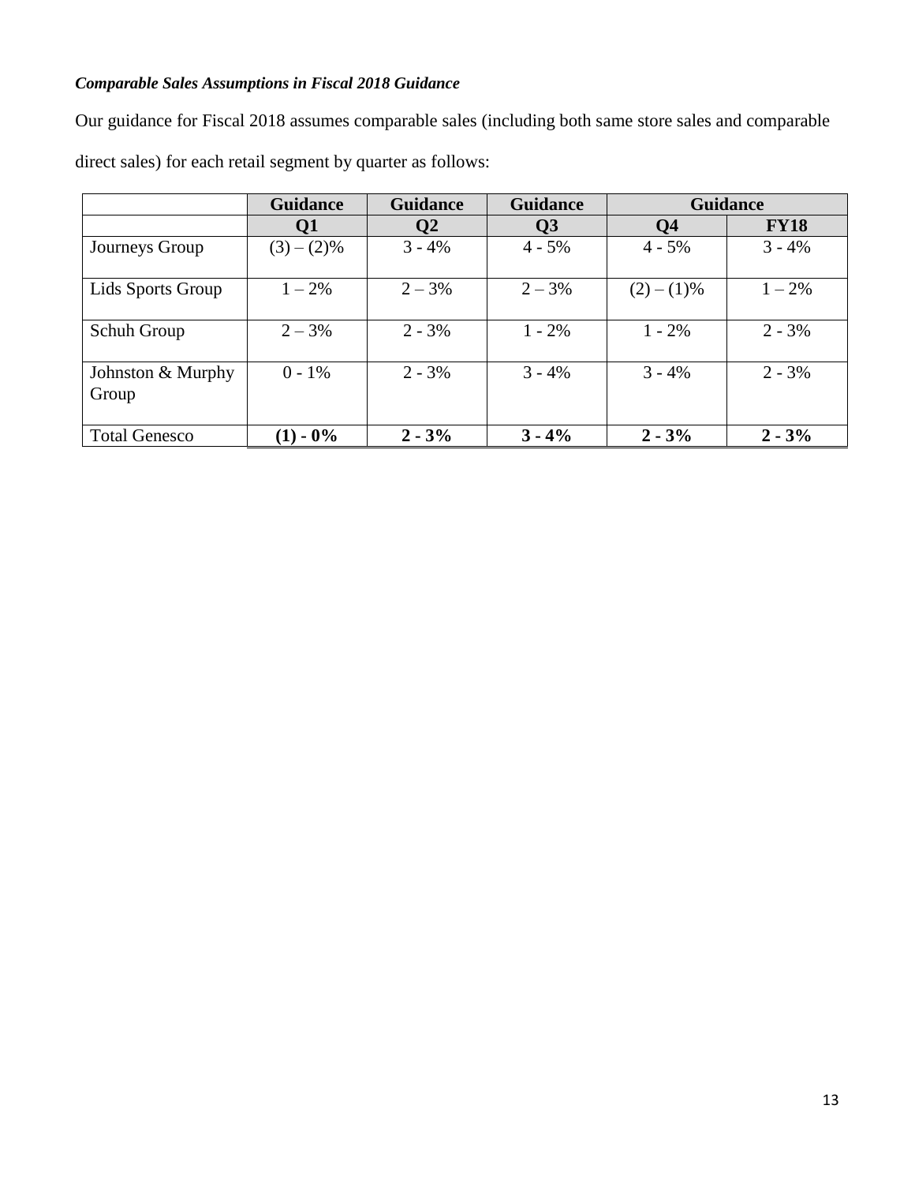***Comparable Sales Assumptions in Fiscal 2018 Guidance***

Our guidance for Fiscal 2018 assumes comparable sales (including both same store sales and comparable direct sales) for each retail segment by quarter as follows:

| | Guidance | Guidance | Guidance | Guidance | |
|---|---|---|---|---|---|
| | **Q1** | **Q2** | **Q3** | **Q4** | **FY18** |
| Journeys Group | (3) – (2)% | 3 - 4% | 4 - 5% | 4 - 5% | 3 - 4% |
| Lids Sports Group | 1 – 2% | 2 – 3% | 2 – 3% | (2) – (1)% | 1 – 2% |
| Schuh Group | 2 – 3% | 2 - 3% | 1 - 2% | 1 - 2% | 2 - 3% |
| Johnston & Murphy Group | 0 - 1% | 2 - 3% | 3 - 4% | 3 - 4% | 2 - 3% |
| Total Genesco | **(1) - 0%** | **2 - 3%** | **3 - 4%** | **2 - 3%** | **2 - 3%** |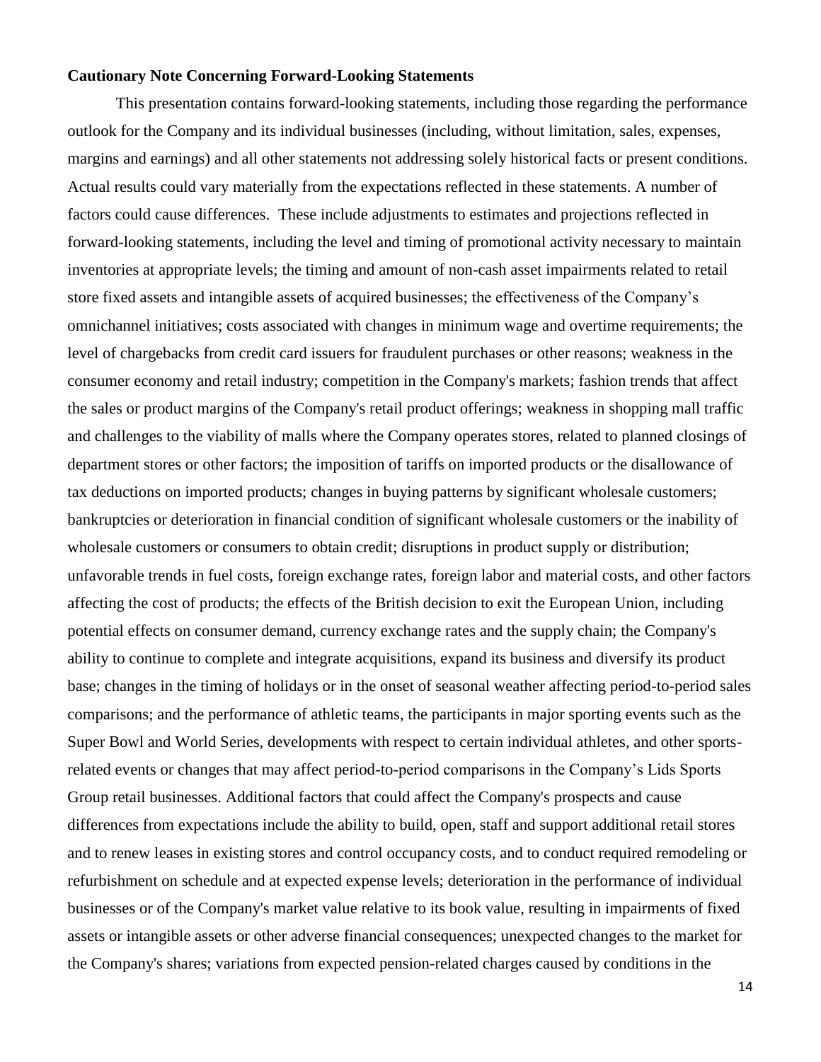**Cautionary Note Concerning Forward-Looking Statements**

This presentation contains forward-looking statements, including those regarding the performance outlook for the Company and its individual businesses (including, without limitation, sales, expenses, margins and earnings) and all other statements not addressing solely historical facts or present conditions. Actual results could vary materially from the expectations reflected in these statements. A number of factors could cause differences. These include adjustments to estimates and projections reflected in forward-looking statements, including the level and timing of promotional activity necessary to maintain inventories at appropriate levels; the timing and amount of non-cash asset impairments related to retail store fixed assets and intangible assets of acquired businesses; the effectiveness of the Company's omnichannel initiatives; costs associated with changes in minimum wage and overtime requirements; the level of chargebacks from credit card issuers for fraudulent purchases or other reasons; weakness in the consumer economy and retail industry; competition in the Company's markets; fashion trends that affect the sales or product margins of the Company's retail product offerings; weakness in shopping mall traffic and challenges to the viability of malls where the Company operates stores, related to planned closings of department stores or other factors; the imposition of tariffs on imported products or the disallowance of tax deductions on imported products; changes in buying patterns by significant wholesale customers; bankruptcies or deterioration in financial condition of significant wholesale customers or the inability of wholesale customers or consumers to obtain credit; disruptions in product supply or distribution; unfavorable trends in fuel costs, foreign exchange rates, foreign labor and material costs, and other factors affecting the cost of products; the effects of the British decision to exit the European Union, including potential effects on consumer demand, currency exchange rates and the supply chain; the Company's ability to continue to complete and integrate acquisitions, expand its business and diversify its product base; changes in the timing of holidays or in the onset of seasonal weather affecting period-to-period sales comparisons; and the performance of athletic teams, the participants in major sporting events such as the Super Bowl and World Series, developments with respect to certain individual athletes, and other sports-related events or changes that may affect period-to-period comparisons in the Company's Lids Sports Group retail businesses. Additional factors that could affect the Company's prospects and cause differences from expectations include the ability to build, open, staff and support additional retail stores and to renew leases in existing stores and control occupancy costs, and to conduct required remodeling or refurbishment on schedule and at expected expense levels; deterioration in the performance of individual businesses or of the Company's market value relative to its book value, resulting in impairments of fixed assets or intangible assets or other adverse financial consequences; unexpected changes to the market for the Company's shares; variations from expected pension-related charges caused by conditions in the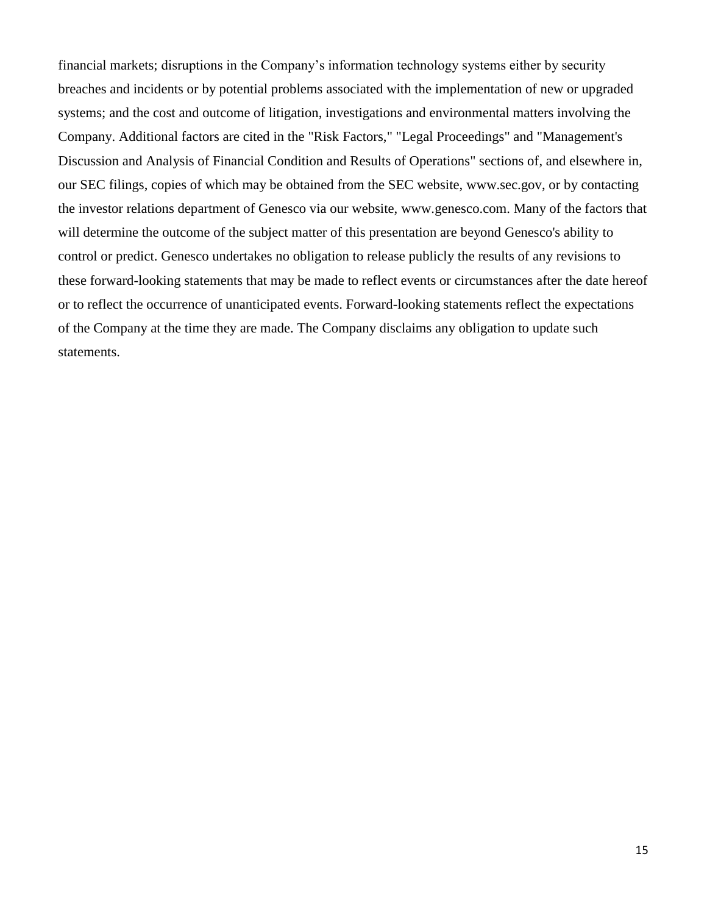financial markets; disruptions in the Company's information technology systems either by security breaches and incidents or by potential problems associated with the implementation of new or upgraded systems; and the cost and outcome of litigation, investigations and environmental matters involving the Company. Additional factors are cited in the "Risk Factors," "Legal Proceedings" and "Management's Discussion and Analysis of Financial Condition and Results of Operations" sections of, and elsewhere in, our SEC filings, copies of which may be obtained from the SEC website, www.sec.gov, or by contacting the investor relations department of Genesco via our website, www.genesco.com. Many of the factors that will determine the outcome of the subject matter of this presentation are beyond Genesco's ability to control or predict. Genesco undertakes no obligation to release publicly the results of any revisions to these forward-looking statements that may be made to reflect events or circumstances after the date hereof or to reflect the occurrence of unanticipated events. Forward-looking statements reflect the expectations of the Company at the time they are made. The Company disclaims any obligation to update such statements.